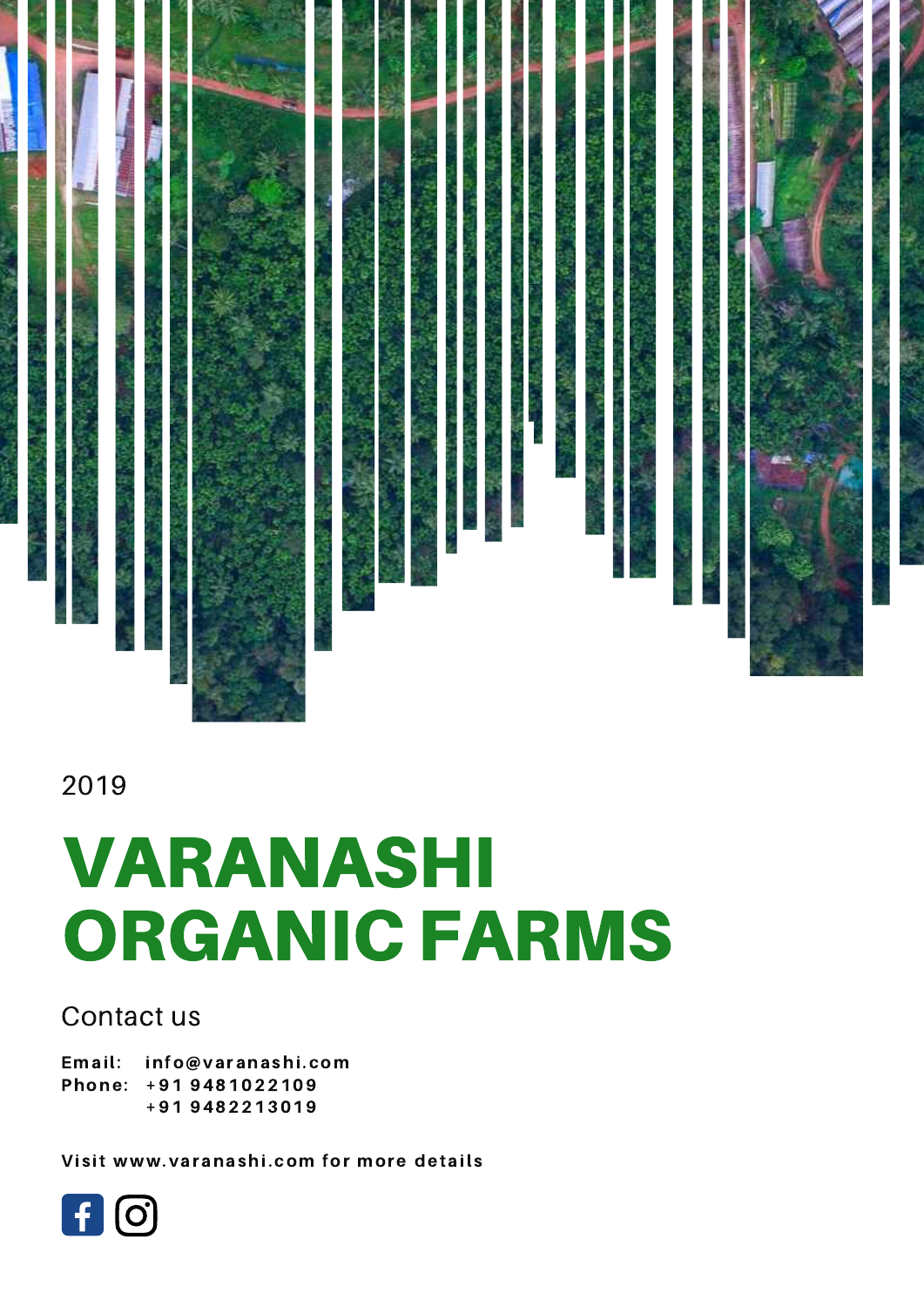2019

# VARANASHI ORGANIC FARMS

Contact us

**Email:** **info@varanashi.com**
**Phone:** **+91 9481022109**
**+91 9482213019**

**Visit www.varanashi.com for more details**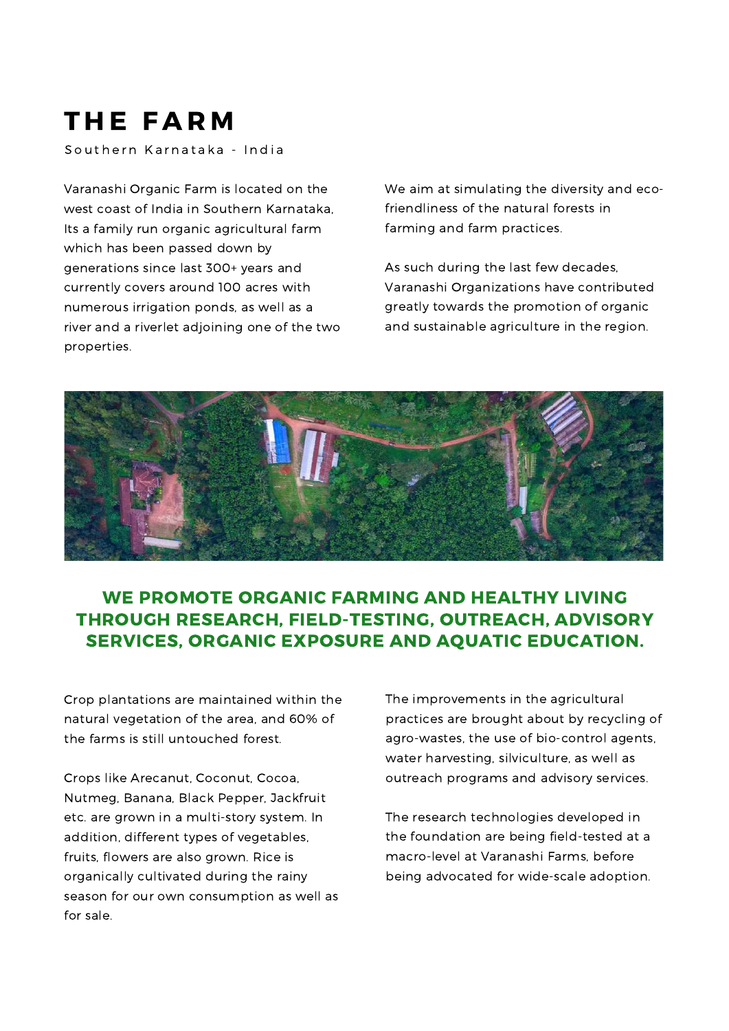# THE FARM

Southern Karnataka - India

Varanashi Organic Farm is located on the west coast of India in Southern Karnataka, Its a family run organic agricultural farm which has been passed down by generations since last 300+ years and currently covers around 100 acres with numerous irrigation ponds, as well as a river and a riverlet adjoining one of the two properties.

We aim at simulating the diversity and eco-friendliness of the natural forests in farming and farm practices.

As such during the last few decades, Varanashi Organizations have contributed greatly towards the promotion of organic and sustainable agriculture in the region.

**WE PROMOTE ORGANIC FARMING AND HEALTHY LIVING THROUGH RESEARCH, FIELD-TESTING, OUTREACH, ADVISORY SERVICES, ORGANIC EXPOSURE AND AQUATIC EDUCATION.**

Crop plantations are maintained within the natural vegetation of the area, and 60% of the farms is still untouched forest.

Crops like Arecanut, Coconut, Cocoa, Nutmeg, Banana, Black Pepper, Jackfruit etc. are grown in a multi-story system. In addition, different types of vegetables, fruits, flowers are also grown. Rice is organically cultivated during the rainy season for our own consumption as well as for sale.

The improvements in the agricultural practices are brought about by recycling of agro-wastes, the use of bio-control agents, water harvesting, silviculture, as well as outreach programs and advisory services.

The research technologies developed in the foundation are being field-tested at a macro-level at Varanashi Farms, before being advocated for wide-scale adoption.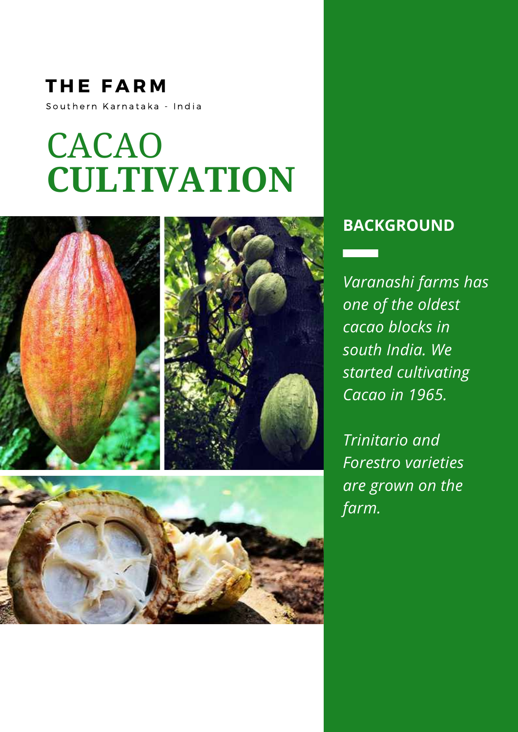# THE FARM

Southern Karnataka - India

# CACAO **CULTIVATION**

## BACKGROUND

*Varanashi farms has one of the oldest cacao blocks in south India. We started cultivating Cacao in 1965.*

*Trinitario and Forestro varieties are grown on the farm.*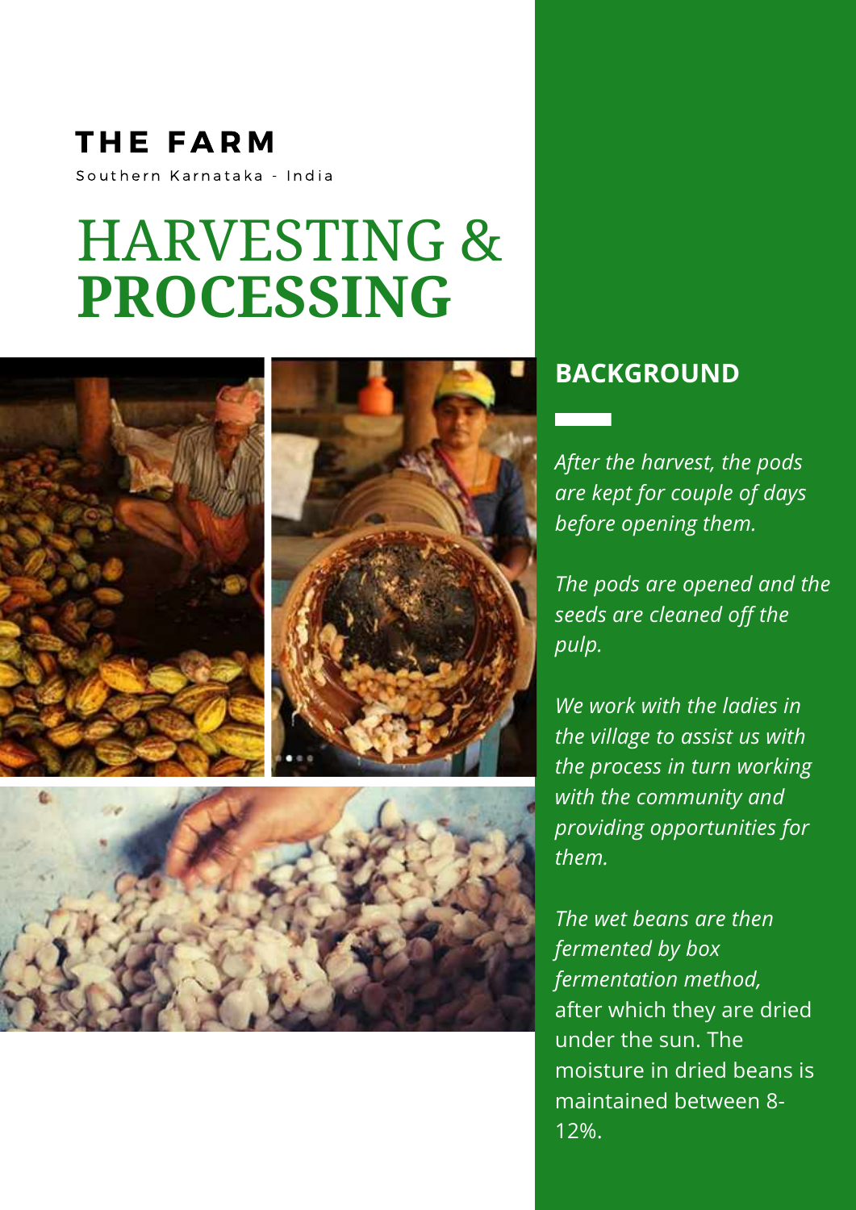**THE FARM**

Southern Karnataka - India

# HARVESTING & **PROCESSING**

## BACKGROUND

*After the harvest, the pods are kept for couple of days before opening them.*

*The pods are opened and the seeds are cleaned off the pulp.*

*We work with the ladies in the village to assist us with the process in turn working with the community and providing opportunities for them.*

*The wet beans are then fermented by box fermentation method,* after which they are dried under the sun. The moisture in dried beans is maintained between 8-12%.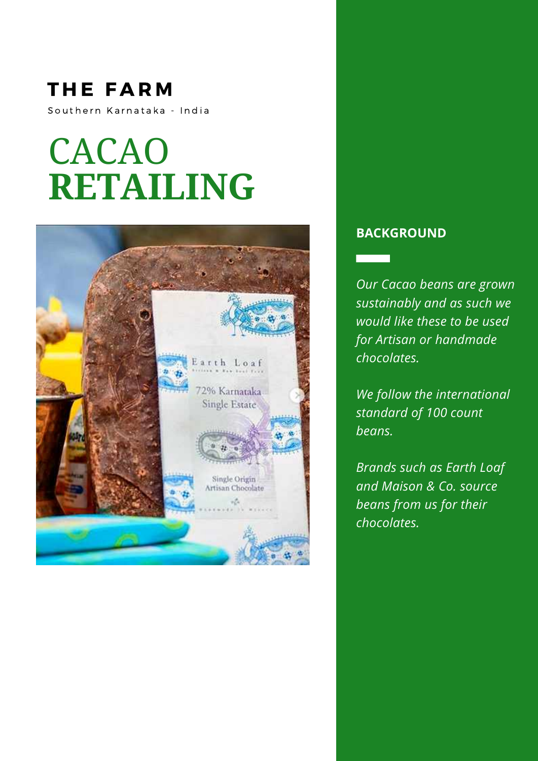## THE FARM

Southern Karnataka - India

# CACAO **RETAILING**

### BACKGROUND

*Our Cacao beans are grown sustainably and as such we would like these to be used for Artisan or handmade chocolates.*

*We follow the international standard of 100 count beans.*

*Brands such as Earth Loaf and Maison & Co. source beans from us for their chocolates.*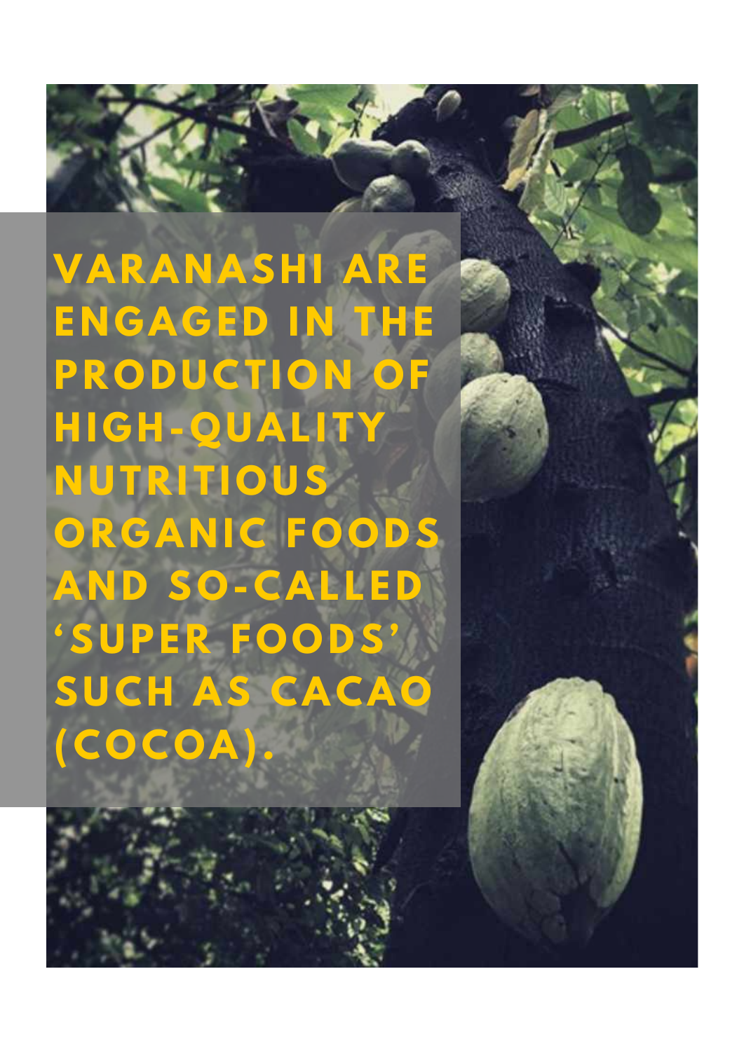**VARANASHI ARE ENGAGED IN THE PRODUCTION OF HIGH-QUALITY NUTRITIOUS ORGANIC FOODS AND SO-CALLED 'SUPER FOODS' SUCH AS CACAO (COCOA).**